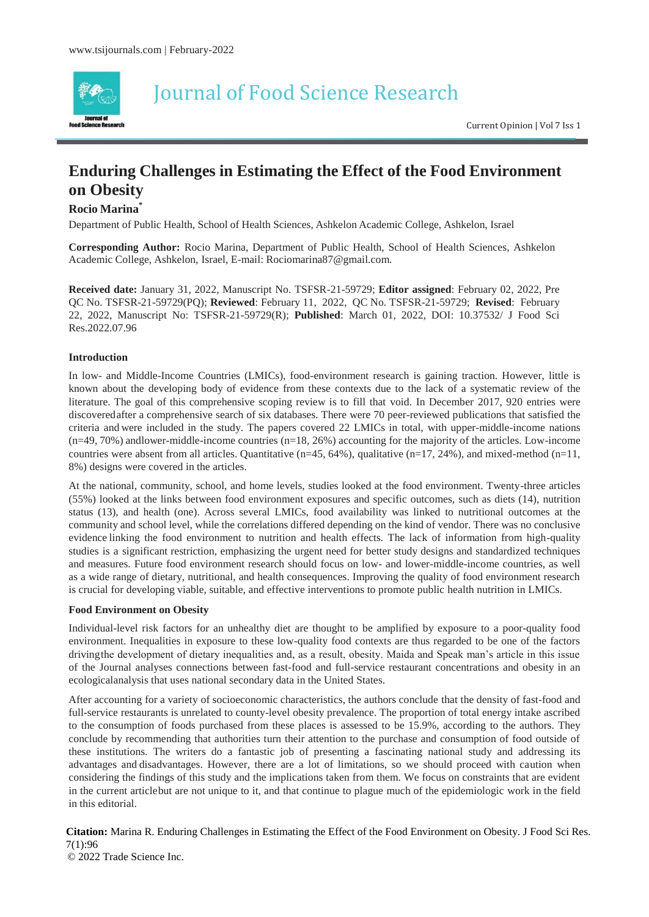# Enduring Challenges in Estimating the Effect of the Food Environment on Obesity

**Rocio Marina***

Department of Public Health, School of Health Sciences, Ashkelon Academic College, Ashkelon, Israel

**Corresponding Author:** Rocio Marina, Department of Public Health, School of Health Sciences, Ashkelon Academic College, Ashkelon, Israel, E-mail: Rociomarina87@gmail.com.

**Received date:** January 31, 2022, Manuscript No. TSFSR-21-59729; **Editor assigned**: February 02, 2022, Pre QC No. TSFSR-21-59729(PQ); **Reviewed**: February 11, 2022, QC No. TSFSR-21-59729; **Revised**: February 22, 2022, Manuscript No: TSFSR-21-59729(R); **Published**: March 01, 2022, DOI: 10.37532/ J Food Sci Res.2022.07.96

## Introduction

In low- and Middle-Income Countries (LMICs), food-environment research is gaining traction. However, little is known about the developing body of evidence from these contexts due to the lack of a systematic review of the literature. The goal of this comprehensive scoping review is to fill that void. In December 2017, 920 entries were discovered after a comprehensive search of six databases. There were 70 peer-reviewed publications that satisfied the criteria and were included in the study. The papers covered 22 LMICs in total, with upper-middle-income nations (n=49, 70%) and lower-middle-income countries (n=18, 26%) accounting for the majority of the articles. Low-income countries were absent from all articles. Quantitative (n=45, 64%), qualitative (n=17, 24%), and mixed-method (n=11, 8%) designs were covered in the articles.

At the national, community, school, and home levels, studies looked at the food environment. Twenty-three articles (55%) looked at the links between food environment exposures and specific outcomes, such as diets (14), nutrition status (13), and health (one). Across several LMICs, food availability was linked to nutritional outcomes at the community and school level, while the correlations differed depending on the kind of vendor. There was no conclusive evidence linking the food environment to nutrition and health effects. The lack of information from high-quality studies is a significant restriction, emphasizing the urgent need for better study designs and standardized techniques and measures. Future food environment research should focus on low- and lower-middle-income countries, as well as a wide range of dietary, nutritional, and health consequences. Improving the quality of food environment research is crucial for developing viable, suitable, and effective interventions to promote public health nutrition in LMICs.

## Food Environment on Obesity

Individual-level risk factors for an unhealthy diet are thought to be amplified by exposure to a poor-quality food environment. Inequalities in exposure to these low-quality food contexts are thus regarded to be one of the factors driving the development of dietary inequalities and, as a result, obesity. Maida and Speak man's article in this issue of the Journal analyses connections between fast-food and full-service restaurant concentrations and obesity in an ecological analysis that uses national secondary data in the United States.

After accounting for a variety of socioeconomic characteristics, the authors conclude that the density of fast-food and full-service restaurants is unrelated to county-level obesity prevalence. The proportion of total energy intake ascribed to the consumption of foods purchased from these places is assessed to be 15.9%, according to the authors. They conclude by recommending that authorities turn their attention to the purchase and consumption of food outside of these institutions. The writers do a fantastic job of presenting a fascinating national study and addressing its advantages and disadvantages. However, there are a lot of limitations, so we should proceed with caution when considering the findings of this study and the implications taken from them. We focus on constraints that are evident in the current article but are not unique to it, and that continue to plague much of the epidemiologic work in the field in this editorial.

**Citation:** Marina R. Enduring Challenges in Estimating the Effect of the Food Environment on Obesity. J Food Sci Res. 7(1):96

© 2022 Trade Science Inc.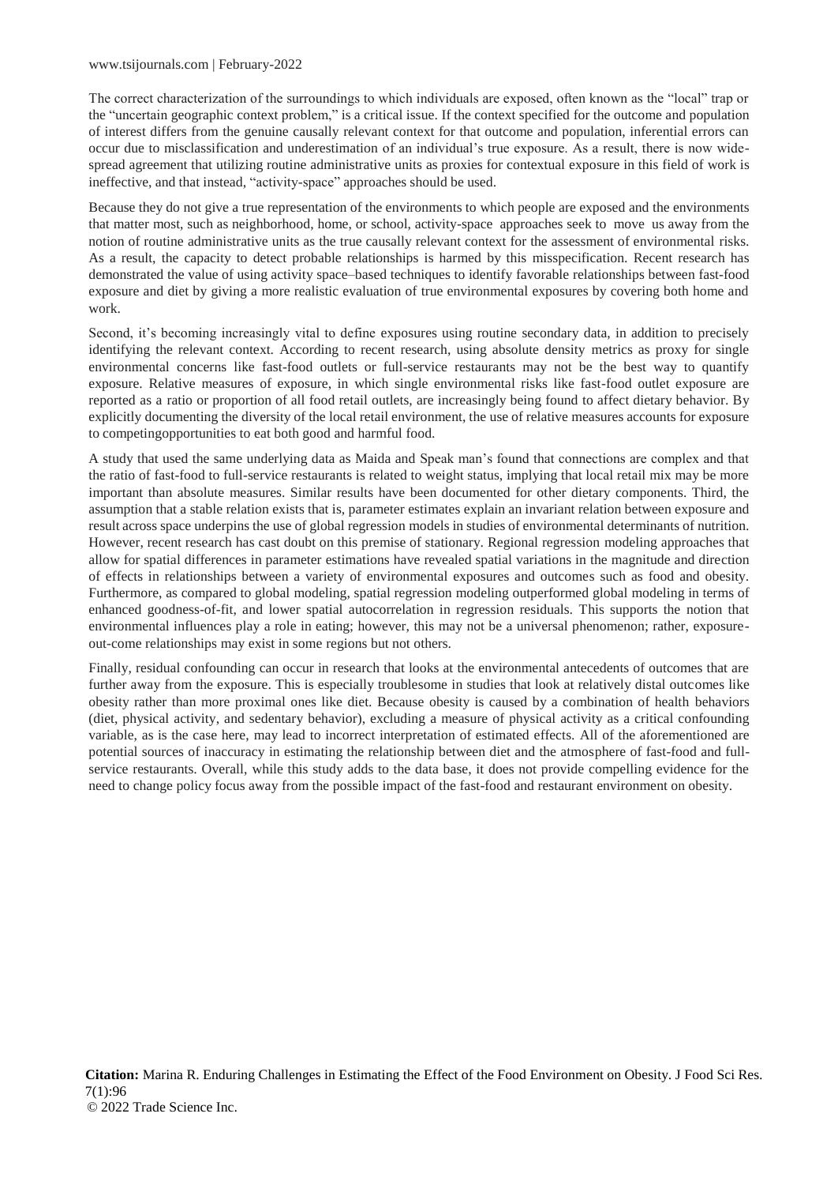The correct characterization of the surroundings to which individuals are exposed, often known as the "local" trap or the "uncertain geographic context problem," is a critical issue. If the context specified for the outcome and population of interest differs from the genuine causally relevant context for that outcome and population, inferential errors can occur due to misclassification and underestimation of an individual's true exposure. As a result, there is now wide-spread agreement that utilizing routine administrative units as proxies for contextual exposure in this field of work is ineffective, and that instead, "activity-space" approaches should be used.

Because they do not give a true representation of the environments to which people are exposed and the environments that matter most, such as neighborhood, home, or school, activity-space approaches seek to move us away from the notion of routine administrative units as the true causally relevant context for the assessment of environmental risks. As a result, the capacity to detect probable relationships is harmed by this misspecification. Recent research has demonstrated the value of using activity space–based techniques to identify favorable relationships between fast-food exposure and diet by giving a more realistic evaluation of true environmental exposures by covering both home and work.

Second, it's becoming increasingly vital to define exposures using routine secondary data, in addition to precisely identifying the relevant context. According to recent research, using absolute density metrics as proxy for single environmental concerns like fast-food outlets or full-service restaurants may not be the best way to quantify exposure. Relative measures of exposure, in which single environmental risks like fast-food outlet exposure are reported as a ratio or proportion of all food retail outlets, are increasingly being found to affect dietary behavior. By explicitly documenting the diversity of the local retail environment, the use of relative measures accounts for exposure to competingopportunities to eat both good and harmful food.

A study that used the same underlying data as Maida and Speak man's found that connections are complex and that the ratio of fast-food to full-service restaurants is related to weight status, implying that local retail mix may be more important than absolute measures. Similar results have been documented for other dietary components. Third, the assumption that a stable relation exists that is, parameter estimates explain an invariant relation between exposure and result across space underpins the use of global regression models in studies of environmental determinants of nutrition. However, recent research has cast doubt on this premise of stationary. Regional regression modeling approaches that allow for spatial differences in parameter estimations have revealed spatial variations in the magnitude and direction of effects in relationships between a variety of environmental exposures and outcomes such as food and obesity. Furthermore, as compared to global modeling, spatial regression modeling outperformed global modeling in terms of enhanced goodness-of-fit, and lower spatial autocorrelation in regression residuals. This supports the notion that environmental influences play a role in eating; however, this may not be a universal phenomenon; rather, exposure-out-come relationships may exist in some regions but not others.

Finally, residual confounding can occur in research that looks at the environmental antecedents of outcomes that are further away from the exposure. This is especially troublesome in studies that look at relatively distal outcomes like obesity rather than more proximal ones like diet. Because obesity is caused by a combination of health behaviors (diet, physical activity, and sedentary behavior), excluding a measure of physical activity as a critical confounding variable, as is the case here, may lead to incorrect interpretation of estimated effects. All of the aforementioned are potential sources of inaccuracy in estimating the relationship between diet and the atmosphere of fast-food and full-service restaurants. Overall, while this study adds to the data base, it does not provide compelling evidence for the need to change policy focus away from the possible impact of the fast-food and restaurant environment on obesity.

**Citation:** Marina R. Enduring Challenges in Estimating the Effect of the Food Environment on Obesity. J Food Sci Res. 7(1):96

© 2022 Trade Science Inc.